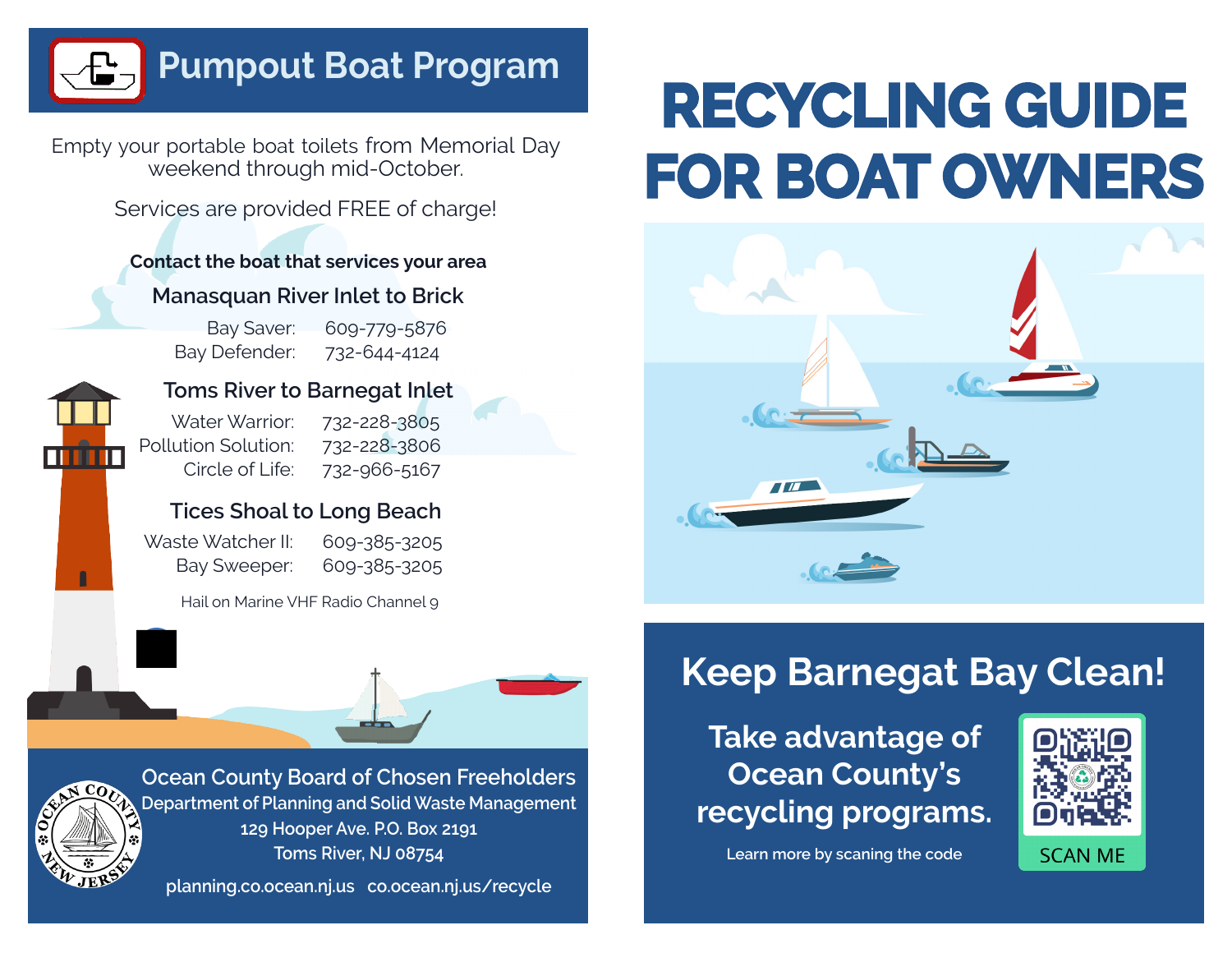# Pumpout Boat Program

Empty your portable boat toilets from Memorial Day weekend through mid-October.

Services are provided FREE of charge!

**Contact the boat that services your area**

### Manasquan River Inlet to Brick

| | |
|---|---|
| Bay Saver: | 609-779-5876 |
| Bay Defender: | 732-644-4124 |

### Toms River to Barnegat Inlet

| | |
|---|---|
| Water Warrior: | 732-228-3805 |
| Pollution Solution: | 732-228-3806 |
| Circle of Life: | 732-966-5167 |

### Tices Shoal to Long Beach

| | |
|---|---|
| Waste Watcher II: | 609-385-3205 |
| Bay Sweeper: | 609-385-3205 |

Hail on Marine VHF Radio Channel 9

**Ocean County Board of Chosen Freeholders**
Department of Planning and Solid Waste Management
129 Hooper Ave. P.O. Box 2191
Toms River, NJ 08754

planning.co.ocean.nj.us co.ocean.nj.us/recycle

# RECYCLING GUIDE FOR BOAT OWNERS

## Keep Barnegat Bay Clean!

**Take advantage of Ocean County's recycling programs.**

Learn more by scaning the code

SCAN ME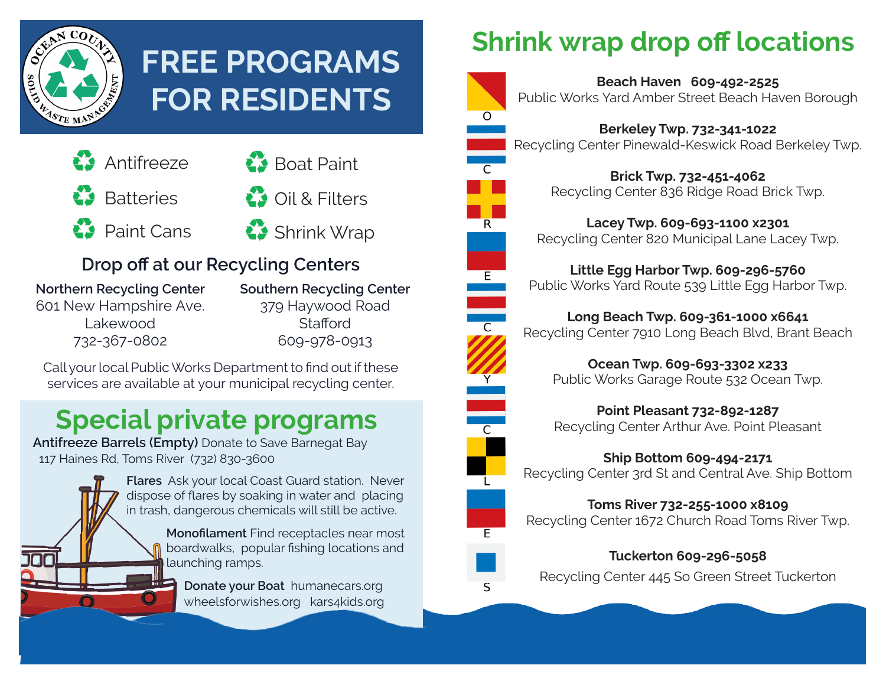# FREE PROGRAMS FOR RESIDENTS

- Antifreeze
- Batteries
- Paint Cans
- Boat Paint
- Oil & Filters
- Shrink Wrap

## Drop off at our Recycling Centers

**Northern Recycling Center**
601 New Hampshire Ave.
Lakewood
732-367-0802

**Southern Recycling Center**
379 Haywood Road
Stafford
609-978-0913

Call your local Public Works Department to find out if these services are available at your municipal recycling center.

## Special private programs

**Antifreeze Barrels (Empty)** Donate to Save Barnegat Bay
117 Haines Rd, Toms River (732) 830-3600

**Flares** Ask your local Coast Guard station. Never dispose of flares by soaking in water and placing in trash, dangerous chemicals will still be active.

**Monofilament** Find receptacles near most boardwalks, popular fishing locations and launching ramps.

**Donate your Boat** humanecars.org wheelsforwishes.org kars4kids.org

## Shrink wrap drop off locations

**Beach Haven 609-492-2525**
Public Works Yard Amber Street Beach Haven Borough

**Berkeley Twp. 732-341-1022**
Recycling Center Pinewald-Keswick Road Berkeley Twp.

**Brick Twp. 732-451-4062**
Recycling Center 836 Ridge Road Brick Twp.

**Lacey Twp. 609-693-1100 x2301**
Recycling Center 820 Municipal Lane Lacey Twp.

**Little Egg Harbor Twp. 609-296-5760**
Public Works Yard Route 539 Little Egg Harbor Twp.

**Long Beach Twp. 609-361-1000 x6641**
Recycling Center 7910 Long Beach Blvd, Brant Beach

**Ocean Twp. 609-693-3302 x233**
Public Works Garage Route 532 Ocean Twp.

**Point Pleasant 732-892-1287**
Recycling Center Arthur Ave. Point Pleasant

**Ship Bottom 609-494-2171**
Recycling Center 3rd St and Central Ave. Ship Bottom

**Toms River 732-255-1000 x8109**
Recycling Center 1672 Church Road Toms River Twp.

**Tuckerton 609-296-5058**
Recycling Center 445 So Green Street Tuckerton